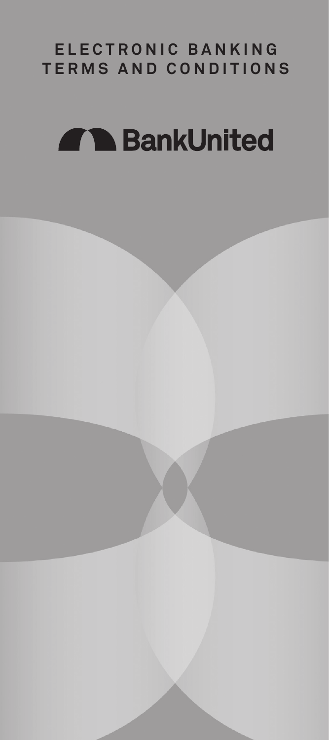# ELECTRONIC BANKING TERMS AND CONDITIONS

BankUnited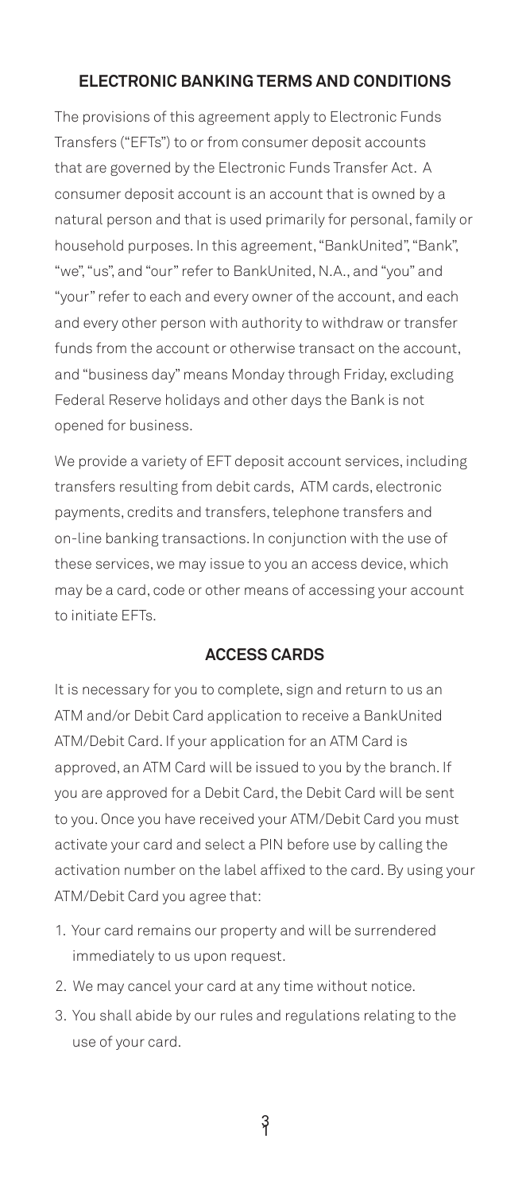## ELECTRONIC BANKING TERMS AND CONDITIONS

The provisions of this agreement apply to Electronic Funds Transfers ("EFTs") to or from consumer deposit accounts that are governed by the Electronic Funds Transfer Act. A consumer deposit account is an account that is owned by a natural person and that is used primarily for personal, family or household purposes. In this agreement, "BankUnited", "Bank", "we", "us", and "our" refer to BankUnited, N.A., and "you" and "your" refer to each and every owner of the account, and each and every other person with authority to withdraw or transfer funds from the account or otherwise transact on the account, and "business day" means Monday through Friday, excluding Federal Reserve holidays and other days the Bank is not opened for business.

We provide a variety of EFT deposit account services, including transfers resulting from debit cards, ATM cards, electronic payments, credits and transfers, telephone transfers and on-line banking transactions. In conjunction with the use of these services, we may issue to you an access device, which may be a card, code or other means of accessing your account to initiate EFTs.

## ACCESS CARDS

It is necessary for you to complete, sign and return to us an ATM and/or Debit Card application to receive a BankUnited ATM/Debit Card. If your application for an ATM Card is approved, an ATM Card will be issued to you by the branch. If you are approved for a Debit Card, the Debit Card will be sent to you. Once you have received your ATM/Debit Card you must activate your card and select a PIN before use by calling the activation number on the label affixed to the card. By using your ATM/Debit Card you agree that:

1. Your card remains our property and will be surrendered immediately to us upon request.
2. We may cancel your card at any time without notice.
3. You shall abide by our rules and regulations relating to the use of your card.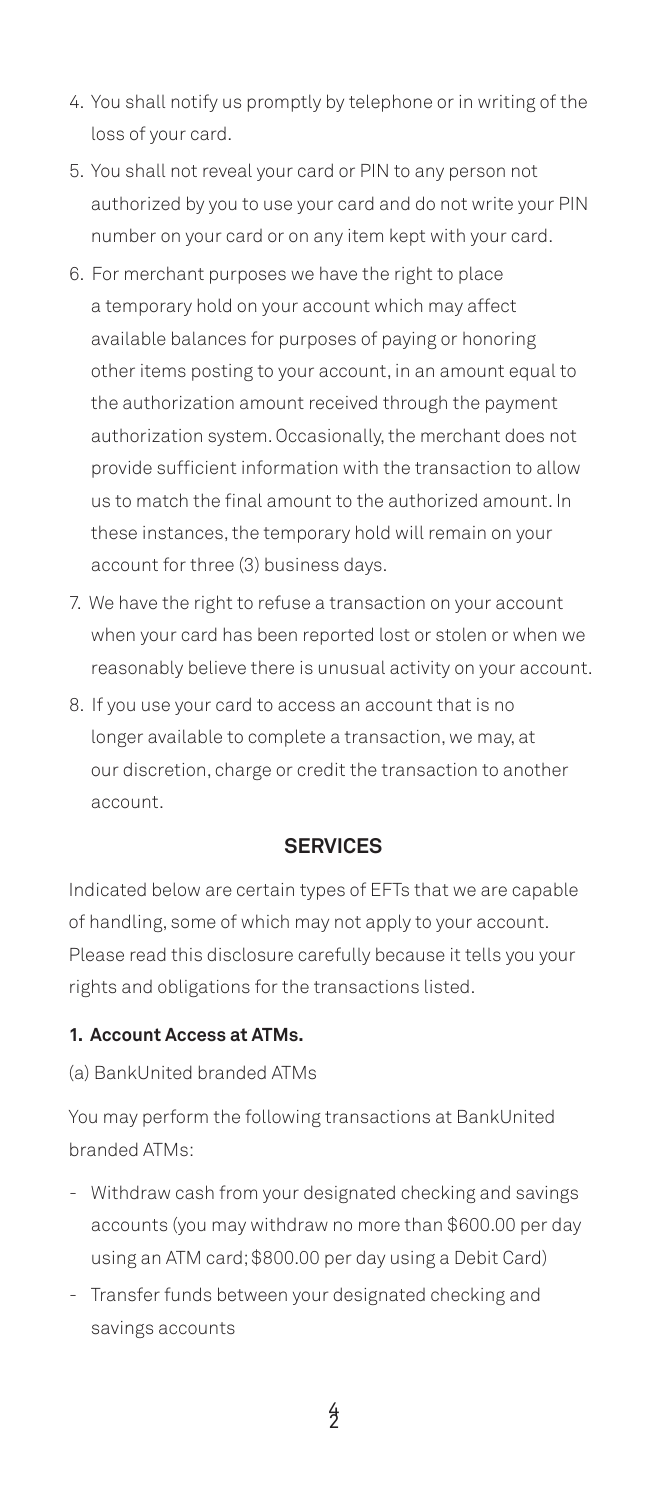4. You shall notify us promptly by telephone or in writing of the loss of your card.
5. You shall not reveal your card or PIN to any person not authorized by you to use your card and do not write your PIN number on your card or on any item kept with your card.
6. For merchant purposes we have the right to place a temporary hold on your account which may affect available balances for purposes of paying or honoring other items posting to your account, in an amount equal to the authorization amount received through the payment authorization system. Occasionally, the merchant does not provide sufficient information with the transaction to allow us to match the final amount to the authorized amount. In these instances, the temporary hold will remain on your account for three (3) business days.
7. We have the right to refuse a transaction on your account when your card has been reported lost or stolen or when we reasonably believe there is unusual activity on your account.
8. If you use your card to access an account that is no longer available to complete a transaction, we may, at our discretion, charge or credit the transaction to another account.

## SERVICES

Indicated below are certain types of EFTs that we are capable of handling, some of which may not apply to your account. Please read this disclosure carefully because it tells you your rights and obligations for the transactions listed.

**1. Account Access at ATMs.**

(a) BankUnited branded ATMs

You may perform the following transactions at BankUnited branded ATMs:

- Withdraw cash from your designated checking and savings accounts (you may withdraw no more than $600.00 per day using an ATM card; $800.00 per day using a Debit Card)
- Transfer funds between your designated checking and savings accounts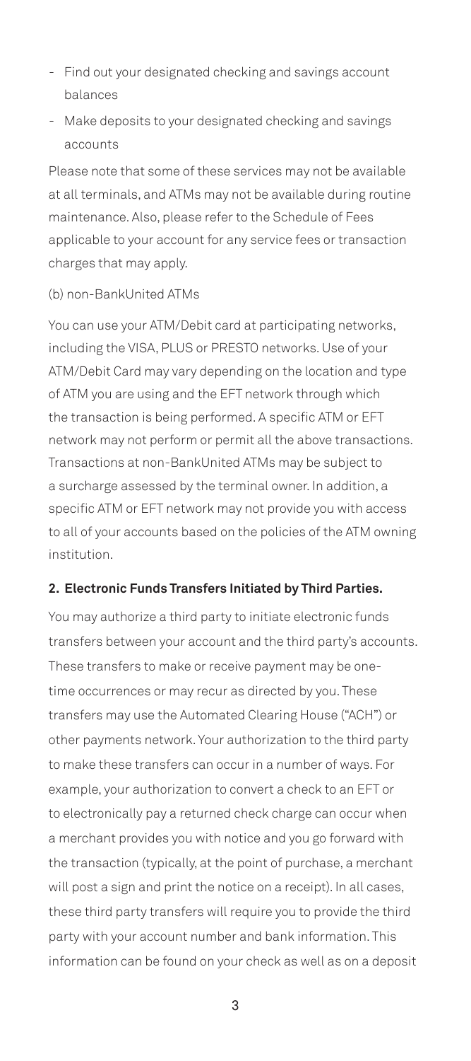- Find out your designated checking and savings account balances
- Make deposits to your designated checking and savings accounts

Please note that some of these services may not be available at all terminals, and ATMs may not be available during routine maintenance. Also, please refer to the Schedule of Fees applicable to your account for any service fees or transaction charges that may apply.

(b) non-BankUnited ATMs

You can use your ATM/Debit card at participating networks, including the VISA, PLUS or PRESTO networks. Use of your ATM/Debit Card may vary depending on the location and type of ATM you are using and the EFT network through which the transaction is being performed. A specific ATM or EFT network may not perform or permit all the above transactions. Transactions at non-BankUnited ATMs may be subject to a surcharge assessed by the terminal owner. In addition, a specific ATM or EFT network may not provide you with access to all of your accounts based on the policies of the ATM owning institution.

**2. Electronic Funds Transfers Initiated by Third Parties.**

You may authorize a third party to initiate electronic funds transfers between your account and the third party's accounts. These transfers to make or receive payment may be one-time occurrences or may recur as directed by you. These transfers may use the Automated Clearing House ("ACH") or other payments network. Your authorization to the third party to make these transfers can occur in a number of ways. For example, your authorization to convert a check to an EFT or to electronically pay a returned check charge can occur when a merchant provides you with notice and you go forward with the transaction (typically, at the point of purchase, a merchant will post a sign and print the notice on a receipt). In all cases, these third party transfers will require you to provide the third party with your account number and bank information. This information can be found on your check as well as on a deposit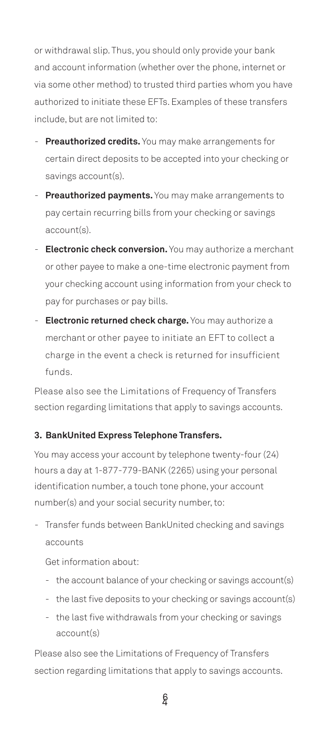or withdrawal slip. Thus, you should only provide your bank and account information (whether over the phone, internet or via some other method) to trusted third parties whom you have authorized to initiate these EFTs. Examples of these transfers include, but are not limited to:

- **Preauthorized credits.** You may make arrangements for certain direct deposits to be accepted into your checking or savings account(s).
- **Preauthorized payments.** You may make arrangements to pay certain recurring bills from your checking or savings account(s).
- **Electronic check conversion.** You may authorize a merchant or other payee to make a one-time electronic payment from your checking account using information from your check to pay for purchases or pay bills.
- **Electronic returned check charge.** You may authorize a merchant or other payee to initiate an EFT to collect a charge in the event a check is returned for insufficient funds.

Please also see the Limitations of Frequency of Transfers section regarding limitations that apply to savings accounts.

**3. BankUnited Express Telephone Transfers.**

You may access your account by telephone twenty-four (24) hours a day at 1-877-779-BANK (2265) using your personal identification number, a touch tone phone, your account number(s) and your social security number, to:

- Transfer funds between BankUnited checking and savings accounts

  Get information about:

  - the account balance of your checking or savings account(s)
  - the last five deposits to your checking or savings account(s)
  - the last five withdrawals from your checking or savings account(s)

Please also see the Limitations of Frequency of Transfers section regarding limitations that apply to savings accounts.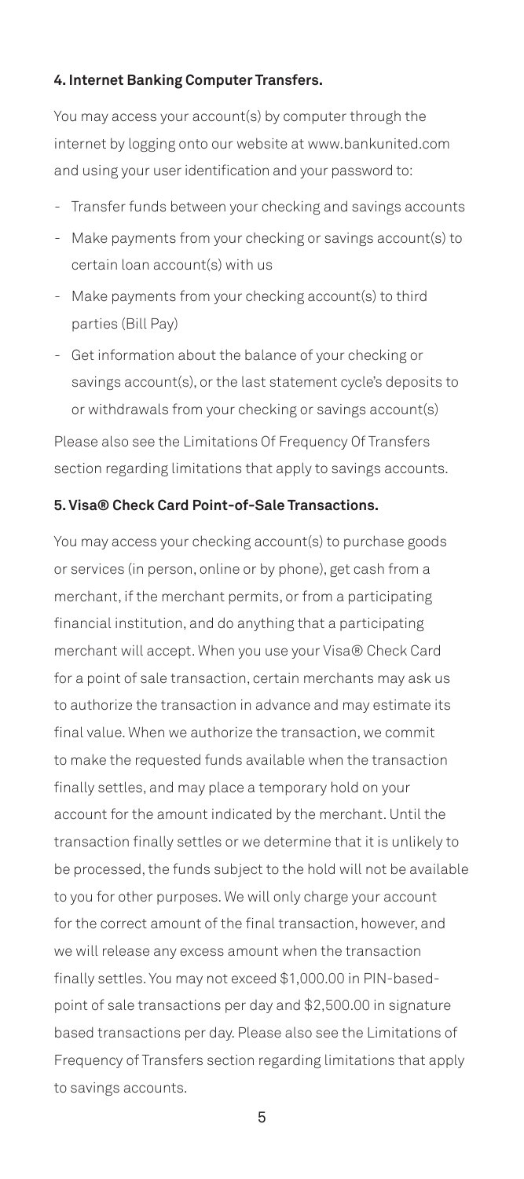#### 4. Internet Banking Computer Transfers.

You may access your account(s) by computer through the internet by logging onto our website at www.bankunited.com and using your user identification and your password to:

- Transfer funds between your checking and savings accounts
- Make payments from your checking or savings account(s) to certain loan account(s) with us
- Make payments from your checking account(s) to third parties (Bill Pay)
- Get information about the balance of your checking or savings account(s), or the last statement cycle's deposits to or withdrawals from your checking or savings account(s)

Please also see the Limitations Of Frequency Of Transfers section regarding limitations that apply to savings accounts.

#### 5. Visa® Check Card Point-of-Sale Transactions.

You may access your checking account(s) to purchase goods or services (in person, online or by phone), get cash from a merchant, if the merchant permits, or from a participating financial institution, and do anything that a participating merchant will accept. When you use your Visa® Check Card for a point of sale transaction, certain merchants may ask us to authorize the transaction in advance and may estimate its final value. When we authorize the transaction, we commit to make the requested funds available when the transaction finally settles, and may place a temporary hold on your account for the amount indicated by the merchant. Until the transaction finally settles or we determine that it is unlikely to be processed, the funds subject to the hold will not be available to you for other purposes. We will only charge your account for the correct amount of the final transaction, however, and we will release any excess amount when the transaction finally settles. You may not exceed $1,000.00 in PIN-based-point of sale transactions per day and $2,500.00 in signature based transactions per day. Please also see the Limitations of Frequency of Transfers section regarding limitations that apply to savings accounts.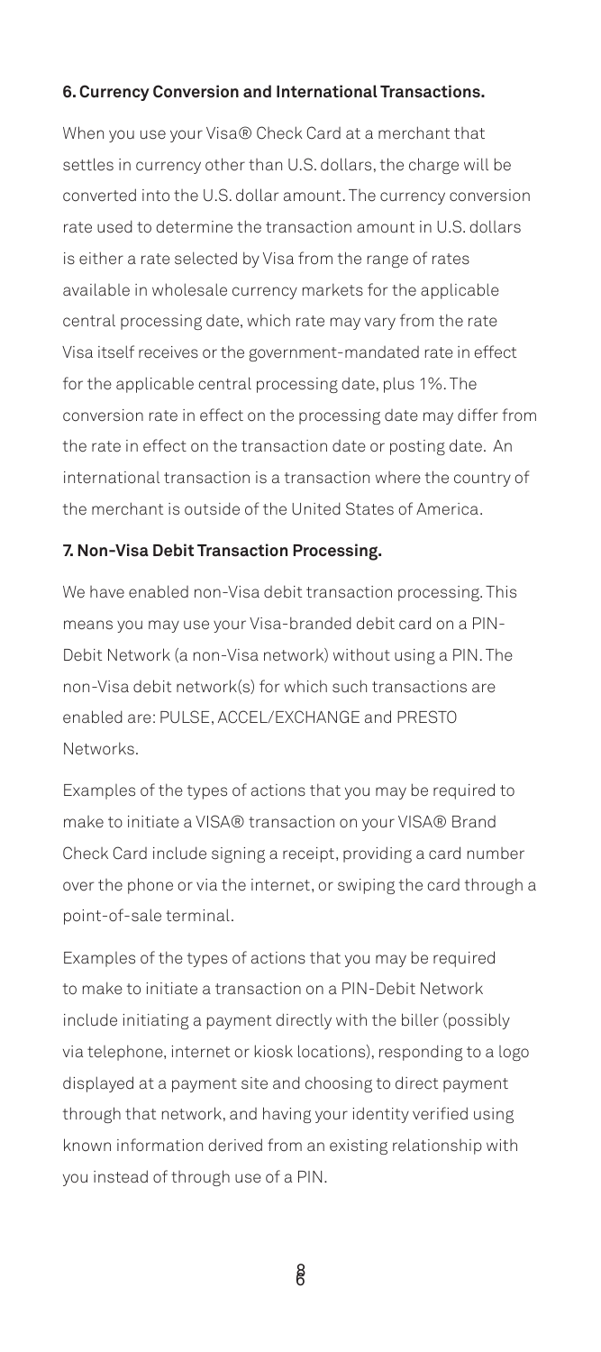**6. Currency Conversion and International Transactions.**

When you use your Visa® Check Card at a merchant that settles in currency other than U.S. dollars, the charge will be converted into the U.S. dollar amount. The currency conversion rate used to determine the transaction amount in U.S. dollars is either a rate selected by Visa from the range of rates available in wholesale currency markets for the applicable central processing date, which rate may vary from the rate Visa itself receives or the government-mandated rate in effect for the applicable central processing date, plus 1%. The conversion rate in effect on the processing date may differ from the rate in effect on the transaction date or posting date. An international transaction is a transaction where the country of the merchant is outside of the United States of America.

**7. Non-Visa Debit Transaction Processing.**

We have enabled non-Visa debit transaction processing. This means you may use your Visa-branded debit card on a PIN-Debit Network (a non-Visa network) without using a PIN. The non-Visa debit network(s) for which such transactions are enabled are: PULSE, ACCEL/EXCHANGE and PRESTO Networks.

Examples of the types of actions that you may be required to make to initiate a VISA® transaction on your VISA® Brand Check Card include signing a receipt, providing a card number over the phone or via the internet, or swiping the card through a point-of-sale terminal.

Examples of the types of actions that you may be required to make to initiate a transaction on a PIN-Debit Network include initiating a payment directly with the biller (possibly via telephone, internet or kiosk locations), responding to a logo displayed at a payment site and choosing to direct payment through that network, and having your identity verified using known information derived from an existing relationship with you instead of through use of a PIN.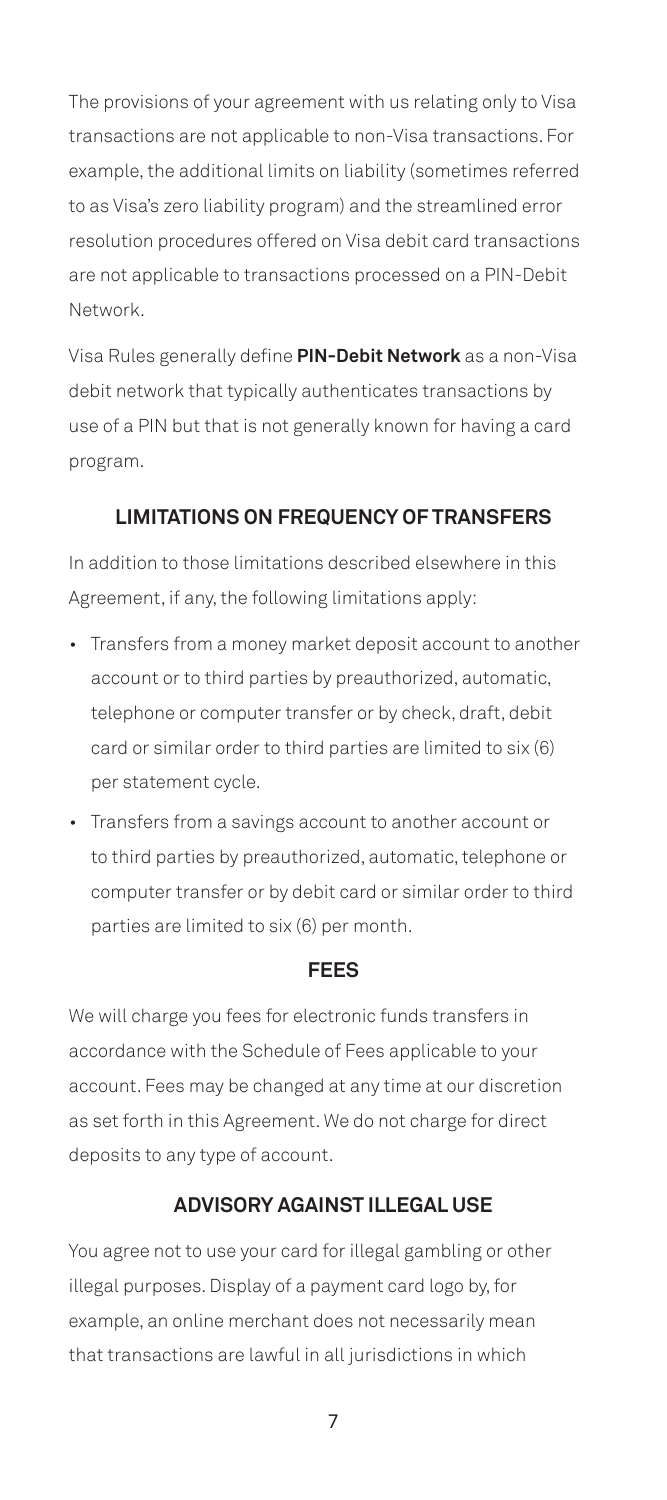The provisions of your agreement with us relating only to Visa transactions are not applicable to non-Visa transactions. For example, the additional limits on liability (sometimes referred to as Visa's zero liability program) and the streamlined error resolution procedures offered on Visa debit card transactions are not applicable to transactions processed on a PIN-Debit Network.

Visa Rules generally define **PIN-Debit Network** as a non-Visa debit network that typically authenticates transactions by use of a PIN but that is not generally known for having a card program.

## LIMITATIONS ON FREQUENCY OF TRANSFERS

In addition to those limitations described elsewhere in this Agreement, if any, the following limitations apply:

- Transfers from a money market deposit account to another account or to third parties by preauthorized, automatic, telephone or computer transfer or by check, draft, debit card or similar order to third parties are limited to six (6) per statement cycle.
- Transfers from a savings account to another account or to third parties by preauthorized, automatic, telephone or computer transfer or by debit card or similar order to third parties are limited to six (6) per month.

## FEES

We will charge you fees for electronic funds transfers in accordance with the Schedule of Fees applicable to your account. Fees may be changed at any time at our discretion as set forth in this Agreement. We do not charge for direct deposits to any type of account.

## ADVISORY AGAINST ILLEGAL USE

You agree not to use your card for illegal gambling or other illegal purposes. Display of a payment card logo by, for example, an online merchant does not necessarily mean that transactions are lawful in all jurisdictions in which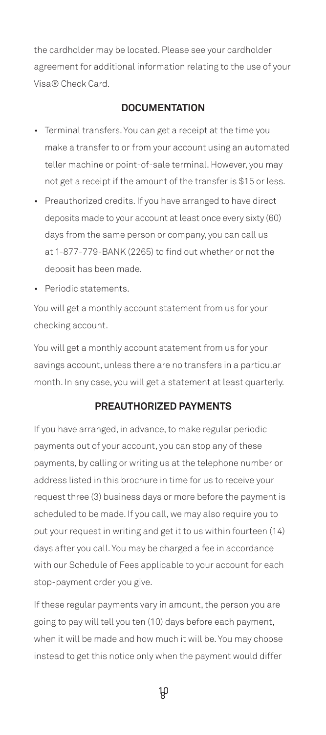the cardholder may be located. Please see your cardholder agreement for additional information relating to the use of your Visa® Check Card.

## DOCUMENTATION

- Terminal transfers. You can get a receipt at the time you make a transfer to or from your account using an automated teller machine or point-of-sale terminal. However, you may not get a receipt if the amount of the transfer is $15 or less.
- Preauthorized credits. If you have arranged to have direct deposits made to your account at least once every sixty (60) days from the same person or company, you can call us at 1-877-779-BANK (2265) to find out whether or not the deposit has been made.
- Periodic statements.

You will get a monthly account statement from us for your checking account.

You will get a monthly account statement from us for your savings account, unless there are no transfers in a particular month. In any case, you will get a statement at least quarterly.

## PREAUTHORIZED PAYMENTS

If you have arranged, in advance, to make regular periodic payments out of your account, you can stop any of these payments, by calling or writing us at the telephone number or address listed in this brochure in time for us to receive your request three (3) business days or more before the payment is scheduled to be made. If you call, we may also require you to put your request in writing and get it to us within fourteen (14) days after you call. You may be charged a fee in accordance with our Schedule of Fees applicable to your account for each stop-payment order you give.

If these regular payments vary in amount, the person you are going to pay will tell you ten (10) days before each payment, when it will be made and how much it will be. You may choose instead to get this notice only when the payment would differ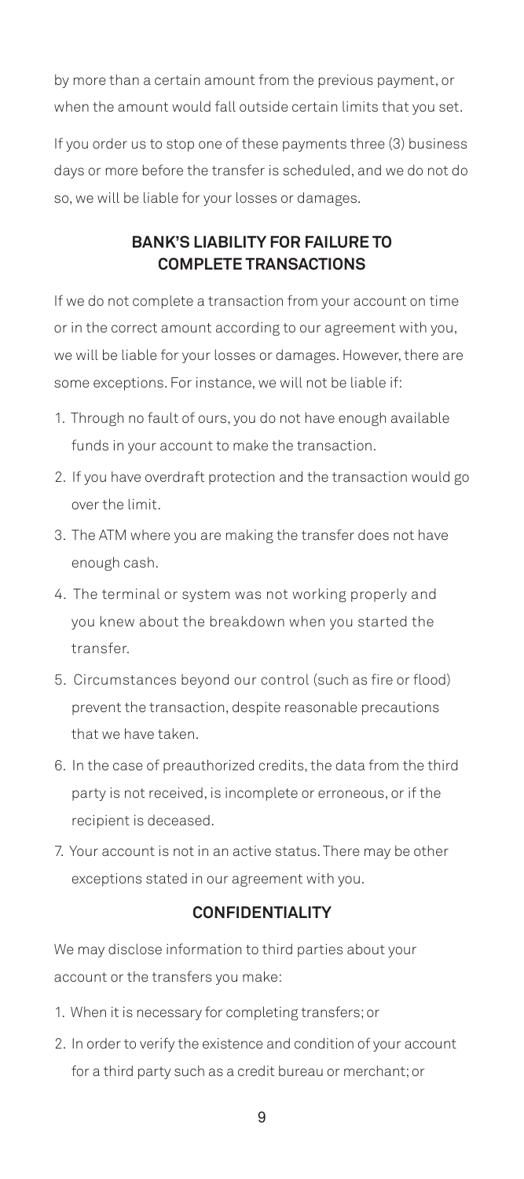by more than a certain amount from the previous payment, or when the amount would fall outside certain limits that you set.

If you order us to stop one of these payments three (3) business days or more before the transfer is scheduled, and we do not do so, we will be liable for your losses or damages.

## BANK'S LIABILITY FOR FAILURE TO COMPLETE TRANSACTIONS

If we do not complete a transaction from your account on time or in the correct amount according to our agreement with you, we will be liable for your losses or damages. However, there are some exceptions. For instance, we will not be liable if:

1. Through no fault of ours, you do not have enough available funds in your account to make the transaction.
2. If you have overdraft protection and the transaction would go over the limit.
3. The ATM where you are making the transfer does not have enough cash.
4. The terminal or system was not working properly and you knew about the breakdown when you started the transfer.
5. Circumstances beyond our control (such as fire or flood) prevent the transaction, despite reasonable precautions that we have taken.
6. In the case of preauthorized credits, the data from the third party is not received, is incomplete or erroneous, or if the recipient is deceased.
7. Your account is not in an active status. There may be other exceptions stated in our agreement with you.

## CONFIDENTIALITY

We may disclose information to third parties about your account or the transfers you make:

1. When it is necessary for completing transfers; or
2. In order to verify the existence and condition of your account for a third party such as a credit bureau or merchant; or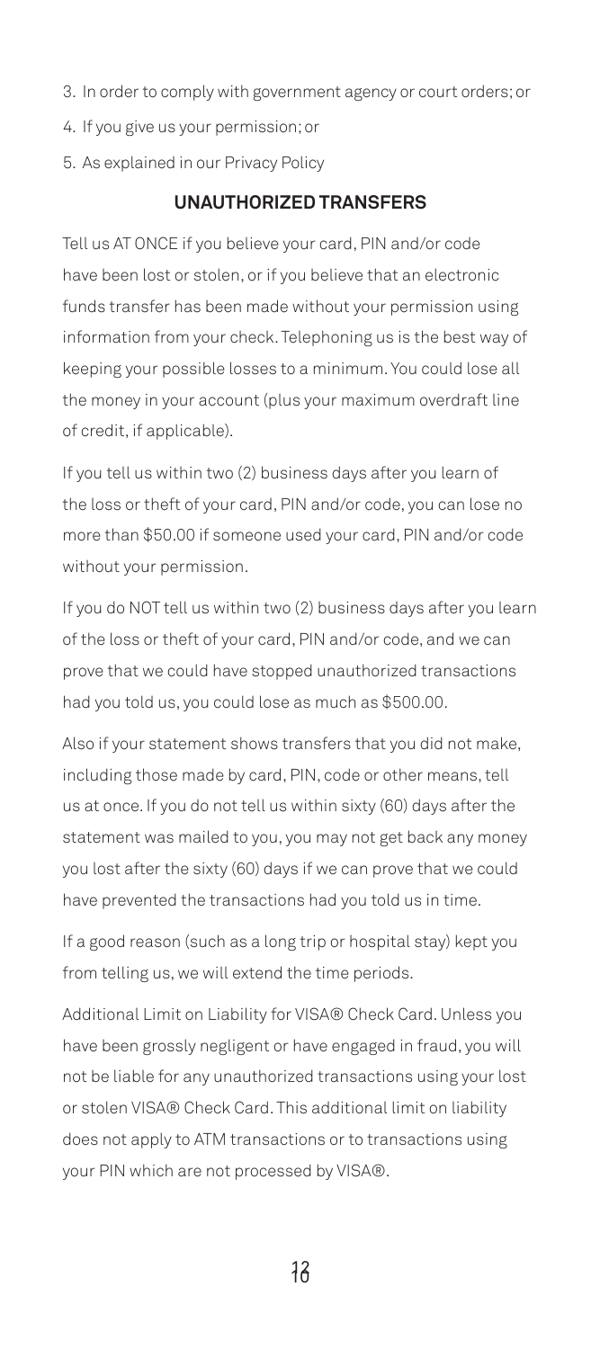3. In order to comply with government agency or court orders; or
4. If you give us your permission; or
5. As explained in our Privacy Policy

## UNAUTHORIZED TRANSFERS

Tell us AT ONCE if you believe your card, PIN and/or code have been lost or stolen, or if you believe that an electronic funds transfer has been made without your permission using information from your check. Telephoning us is the best way of keeping your possible losses to a minimum. You could lose all the money in your account (plus your maximum overdraft line of credit, if applicable).

If you tell us within two (2) business days after you learn of the loss or theft of your card, PIN and/or code, you can lose no more than $50.00 if someone used your card, PIN and/or code without your permission.

If you do NOT tell us within two (2) business days after you learn of the loss or theft of your card, PIN and/or code, and we can prove that we could have stopped unauthorized transactions had you told us, you could lose as much as $500.00.

Also if your statement shows transfers that you did not make, including those made by card, PIN, code or other means, tell us at once. If you do not tell us within sixty (60) days after the statement was mailed to you, you may not get back any money you lost after the sixty (60) days if we can prove that we could have prevented the transactions had you told us in time.

If a good reason (such as a long trip or hospital stay) kept you from telling us, we will extend the time periods.

Additional Limit on Liability for VISA® Check Card. Unless you have been grossly negligent or have engaged in fraud, you will not be liable for any unauthorized transactions using your lost or stolen VISA® Check Card. This additional limit on liability does not apply to ATM transactions or to transactions using your PIN which are not processed by VISA®.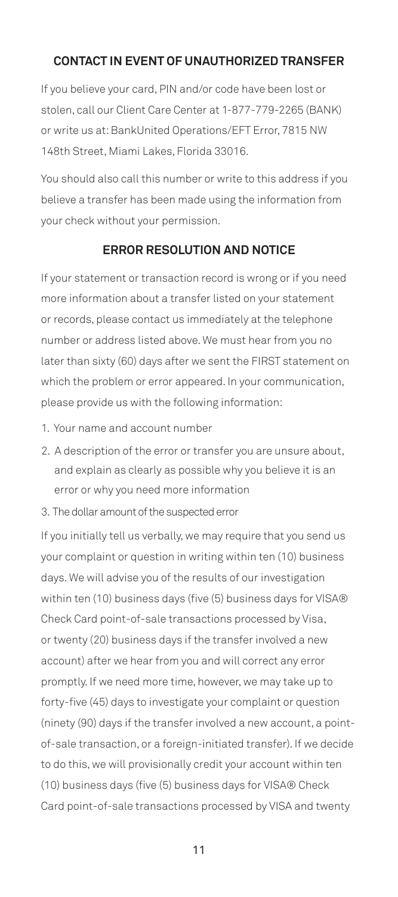## CONTACT IN EVENT OF UNAUTHORIZED TRANSFER

If you believe your card, PIN and/or code have been lost or stolen, call our Client Care Center at 1-877-779-2265 (BANK) or write us at: BankUnited Operations/EFT Error, 7815 NW 148th Street, Miami Lakes, Florida 33016.

You should also call this number or write to this address if you believe a transfer has been made using the information from your check without your permission.

## ERROR RESOLUTION AND NOTICE

If your statement or transaction record is wrong or if you need more information about a transfer listed on your statement or records, please contact us immediately at the telephone number or address listed above. We must hear from you no later than sixty (60) days after we sent the FIRST statement on which the problem or error appeared. In your communication, please provide us with the following information:

1. Your name and account number
2. A description of the error or transfer you are unsure about, and explain as clearly as possible why you believe it is an error or why you need more information
3. The dollar amount of the suspected error

If you initially tell us verbally, we may require that you send us your complaint or question in writing within ten (10) business days. We will advise you of the results of our investigation within ten (10) business days (five (5) business days for VISA® Check Card point-of-sale transactions processed by Visa, or twenty (20) business days if the transfer involved a new account) after we hear from you and will correct any error promptly. If we need more time, however, we may take up to forty-five (45) days to investigate your complaint or question (ninety (90) days if the transfer involved a new account, a point-of-sale transaction, or a foreign-initiated transfer). If we decide to do this, we will provisionally credit your account within ten (10) business days (five (5) business days for VISA® Check Card point-of-sale transactions processed by VISA and twenty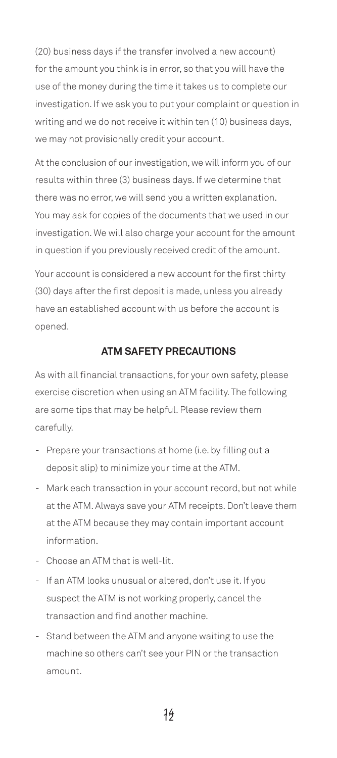(20) business days if the transfer involved a new account) for the amount you think is in error, so that you will have the use of the money during the time it takes us to complete our investigation. If we ask you to put your complaint or question in writing and we do not receive it within ten (10) business days, we may not provisionally credit your account.

At the conclusion of our investigation, we will inform you of our results within three (3) business days. If we determine that there was no error, we will send you a written explanation. You may ask for copies of the documents that we used in our investigation. We will also charge your account for the amount in question if you previously received credit of the amount.

Your account is considered a new account for the first thirty (30) days after the first deposit is made, unless you already have an established account with us before the account is opened.

## ATM SAFETY PRECAUTIONS

As with all financial transactions, for your own safety, please exercise discretion when using an ATM facility. The following are some tips that may be helpful. Please review them carefully.

- Prepare your transactions at home (i.e. by filling out a deposit slip) to minimize your time at the ATM.
- Mark each transaction in your account record, but not while at the ATM. Always save your ATM receipts. Don't leave them at the ATM because they may contain important account information.
- Choose an ATM that is well-lit.
- If an ATM looks unusual or altered, don't use it. If you suspect the ATM is not working properly, cancel the transaction and find another machine.
- Stand between the ATM and anyone waiting to use the machine so others can't see your PIN or the transaction amount.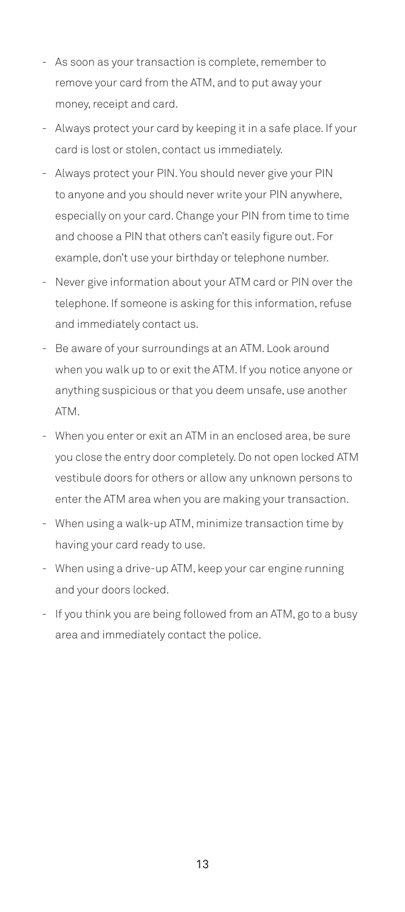- As soon as your transaction is complete, remember to remove your card from the ATM, and to put away your money, receipt and card.
- Always protect your card by keeping it in a safe place. If your card is lost or stolen, contact us immediately.
- Always protect your PIN. You should never give your PIN to anyone and you should never write your PIN anywhere, especially on your card. Change your PIN from time to time and choose a PIN that others can't easily figure out. For example, don't use your birthday or telephone number.
- Never give information about your ATM card or PIN over the telephone. If someone is asking for this information, refuse and immediately contact us.
- Be aware of your surroundings at an ATM. Look around when you walk up to or exit the ATM. If you notice anyone or anything suspicious or that you deem unsafe, use another ATM.
- When you enter or exit an ATM in an enclosed area, be sure you close the entry door completely. Do not open locked ATM vestibule doors for others or allow any unknown persons to enter the ATM area when you are making your transaction.
- When using a walk-up ATM, minimize transaction time by having your card ready to use.
- When using a drive-up ATM, keep your car engine running and your doors locked.
- If you think you are being followed from an ATM, go to a busy area and immediately contact the police.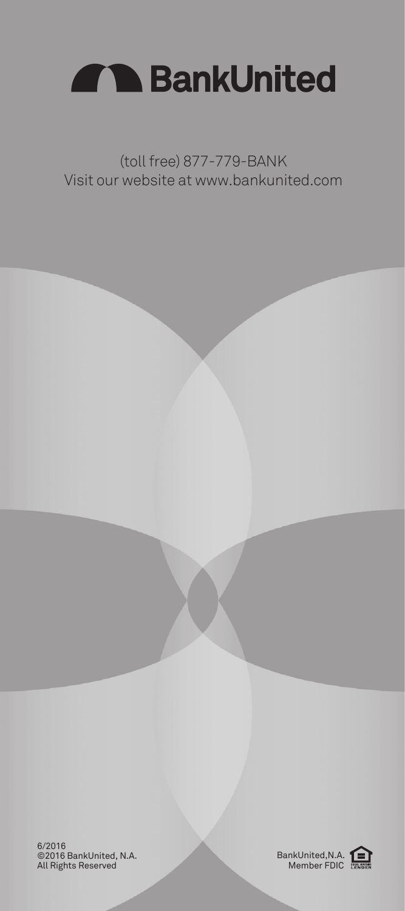# BankUnited

(toll free) 877-779-BANK
Visit our website at www.bankunited.com

6/2016
©2016 BankUnited, N.A.
All Rights Reserved

BankUnited,N.A.
Member FDIC